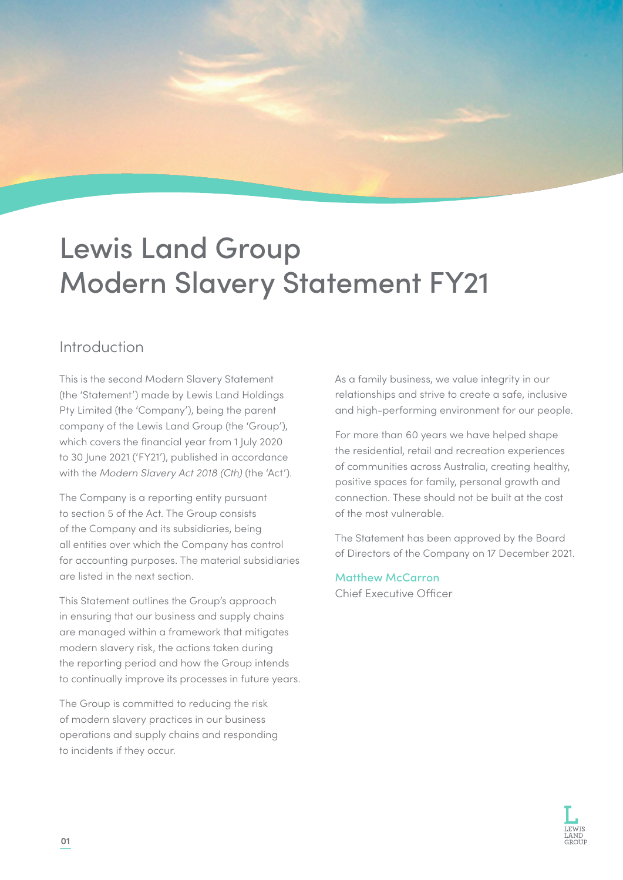# Lewis Land Group Modern Slavery Statement FY21

## Introduction

This is the second Modern Slavery Statement (the 'Statement') made by Lewis Land Holdings Pty Limited (the 'Company'), being the parent company of the Lewis Land Group (the 'Group'), which covers the financial year from 1 July 2020 to 30 June 2021 ('FY21'), published in accordance with the *Modern Slavery Act 2018 (Cth)* (the 'Act').

The Company is a reporting entity pursuant to section 5 of the Act. The Group consists of the Company and its subsidiaries, being all entities over which the Company has control for accounting purposes. The material subsidiaries are listed in the next section.

This Statement outlines the Group's approach in ensuring that our business and supply chains are managed within a framework that mitigates modern slavery risk, the actions taken during the reporting period and how the Group intends to continually improve its processes in future years.

The Group is committed to reducing the risk of modern slavery practices in our business operations and supply chains and responding to incidents if they occur.

As a family business, we value integrity in our relationships and strive to create a safe, inclusive and high-performing environment for our people.

For more than 60 years we have helped shape the residential, retail and recreation experiences of communities across Australia, creating healthy, positive spaces for family, personal growth and connection. These should not be built at the cost of the most vulnerable.

The Statement has been approved by the Board of Directors of the Company on 17 December 2021.

Matthew McCarron
Chief Executive Officer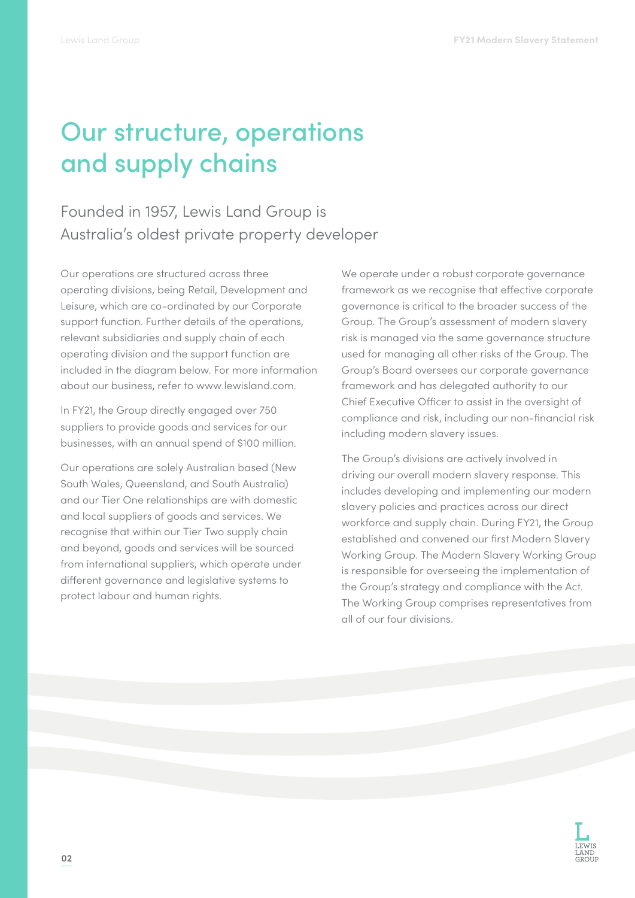# Our structure, operations and supply chains

## Founded in 1957, Lewis Land Group is Australia's oldest private property developer

Our operations are structured across three operating divisions, being Retail, Development and Leisure, which are co-ordinated by our Corporate support function. Further details of the operations, relevant subsidiaries and supply chain of each operating division and the support function are included in the diagram below. For more information about our business, refer to www.lewisland.com.

In FY21, the Group directly engaged over 750 suppliers to provide goods and services for our businesses, with an annual spend of $100 million.

Our operations are solely Australian based (New South Wales, Queensland, and South Australia) and our Tier One relationships are with domestic and local suppliers of goods and services. We recognise that within our Tier Two supply chain and beyond, goods and services will be sourced from international suppliers, which operate under different governance and legislative systems to protect labour and human rights.

We operate under a robust corporate governance framework as we recognise that effective corporate governance is critical to the broader success of the Group. The Group's assessment of modern slavery risk is managed via the same governance structure used for managing all other risks of the Group. The Group's Board oversees our corporate governance framework and has delegated authority to our Chief Executive Officer to assist in the oversight of compliance and risk, including our non-financial risk including modern slavery issues.

The Group's divisions are actively involved in driving our overall modern slavery response. This includes developing and implementing our modern slavery policies and practices across our direct workforce and supply chain. During FY21, the Group established and convened our first Modern Slavery Working Group. The Modern Slavery Working Group is responsible for overseeing the implementation of the Group's strategy and compliance with the Act. The Working Group comprises representatives from all of our four divisions.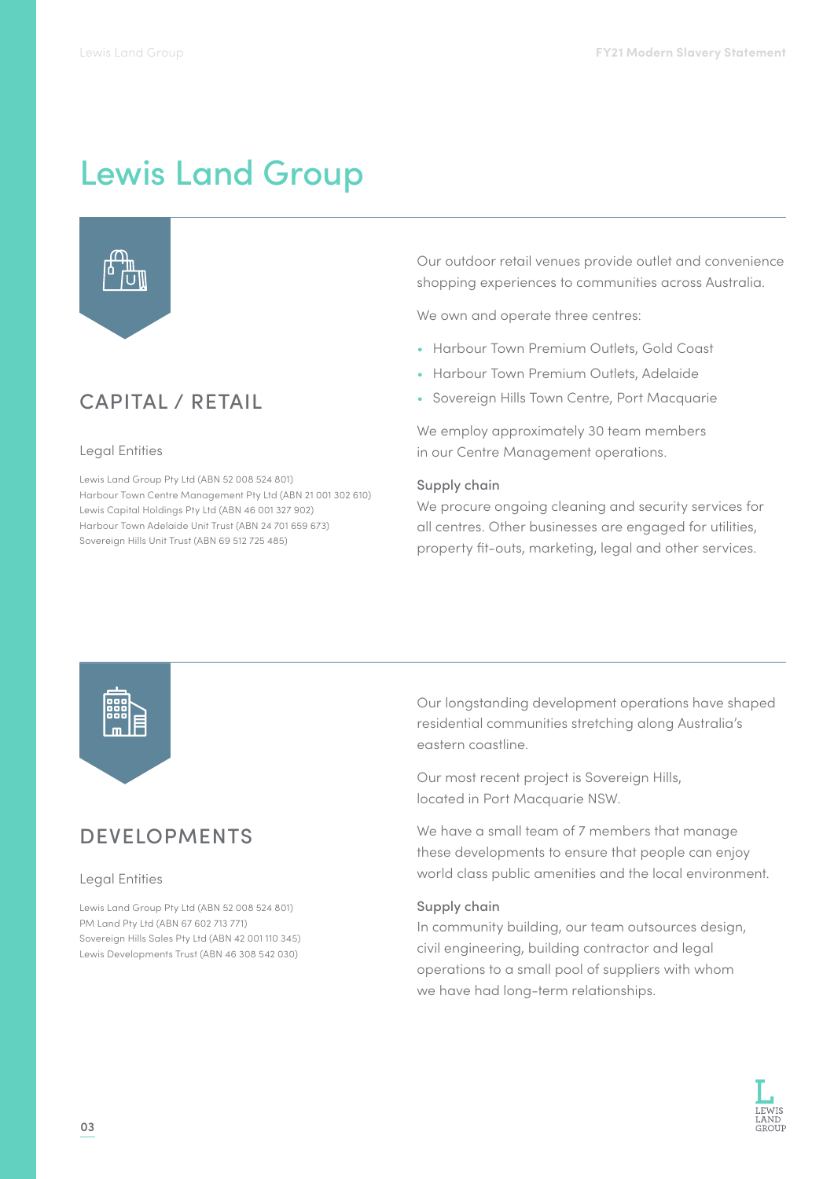# Lewis Land Group

## CAPITAL / RETAIL

Legal Entities

Lewis Land Group Pty Ltd (ABN 52 008 524 801)
Harbour Town Centre Management Pty Ltd (ABN 21 001 302 610)
Lewis Capital Holdings Pty Ltd (ABN 46 001 327 902)
Harbour Town Adelaide Unit Trust (ABN 24 701 659 673)
Sovereign Hills Unit Trust (ABN 69 512 725 485)

Our outdoor retail venues provide outlet and convenience shopping experiences to communities across Australia.

We own and operate three centres:

- Harbour Town Premium Outlets, Gold Coast
- Harbour Town Premium Outlets, Adelaide
- Sovereign Hills Town Centre, Port Macquarie

We employ approximately 30 team members in our Centre Management operations.

### Supply chain

We procure ongoing cleaning and security services for all centres. Other businesses are engaged for utilities, property fit-outs, marketing, legal and other services.

## DEVELOPMENTS

Legal Entities

Lewis Land Group Pty Ltd (ABN 52 008 524 801)
PM Land Pty Ltd (ABN 67 602 713 771)
Sovereign Hills Sales Pty Ltd (ABN 42 001 110 345)
Lewis Developments Trust (ABN 46 308 542 030)

Our longstanding development operations have shaped residential communities stretching along Australia's eastern coastline.

Our most recent project is Sovereign Hills, located in Port Macquarie NSW.

We have a small team of 7 members that manage these developments to ensure that people can enjoy world class public amenities and the local environment.

### Supply chain

In community building, our team outsources design, civil engineering, building contractor and legal operations to a small pool of suppliers with whom we have had long-term relationships.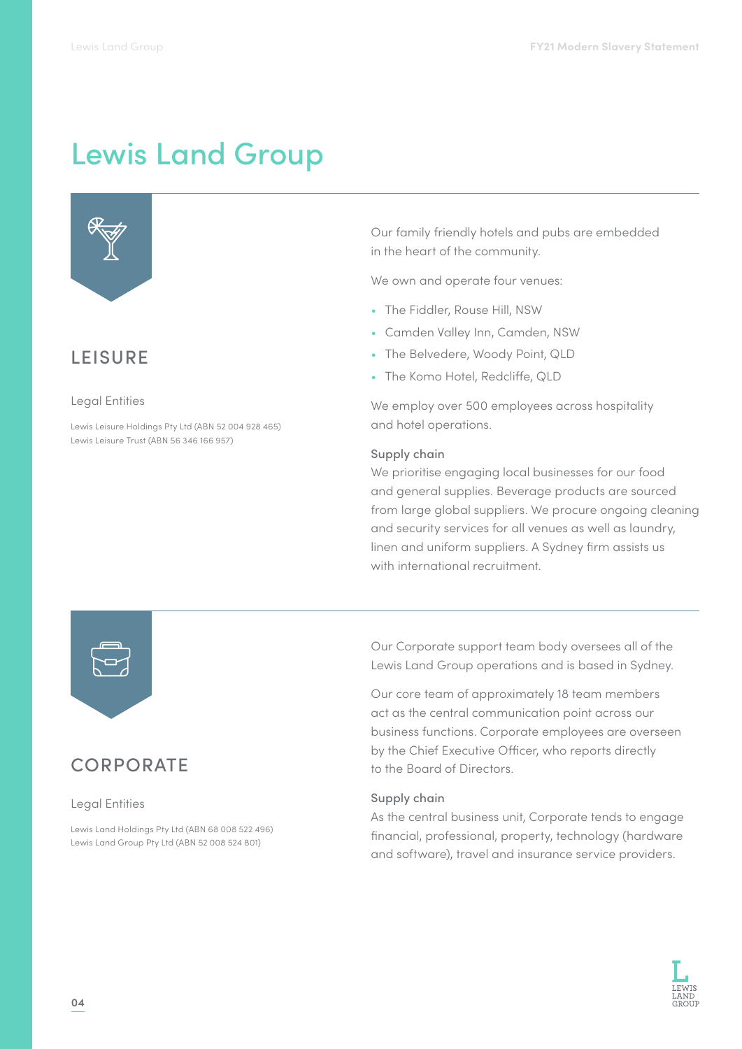# Lewis Land Group

## LEISURE

Legal Entities

Lewis Leisure Holdings Pty Ltd (ABN 52 004 928 465)
Lewis Leisure Trust (ABN 56 346 166 957)

Our family friendly hotels and pubs are embedded in the heart of the community.

We own and operate four venues:

- The Fiddler, Rouse Hill, NSW
- Camden Valley Inn, Camden, NSW
- The Belvedere, Woody Point, QLD
- The Komo Hotel, Redcliffe, QLD

We employ over 500 employees across hospitality and hotel operations.

### Supply chain

We prioritise engaging local businesses for our food and general supplies. Beverage products are sourced from large global suppliers. We procure ongoing cleaning and security services for all venues as well as laundry, linen and uniform suppliers. A Sydney firm assists us with international recruitment.

## CORPORATE

Legal Entities

Lewis Land Holdings Pty Ltd (ABN 68 008 522 496)
Lewis Land Group Pty Ltd (ABN 52 008 524 801)

Our Corporate support team body oversees all of the Lewis Land Group operations and is based in Sydney.

Our core team of approximately 18 team members act as the central communication point across our business functions. Corporate employees are overseen by the Chief Executive Officer, who reports directly to the Board of Directors.

### Supply chain

As the central business unit, Corporate tends to engage financial, professional, property, technology (hardware and software), travel and insurance service providers.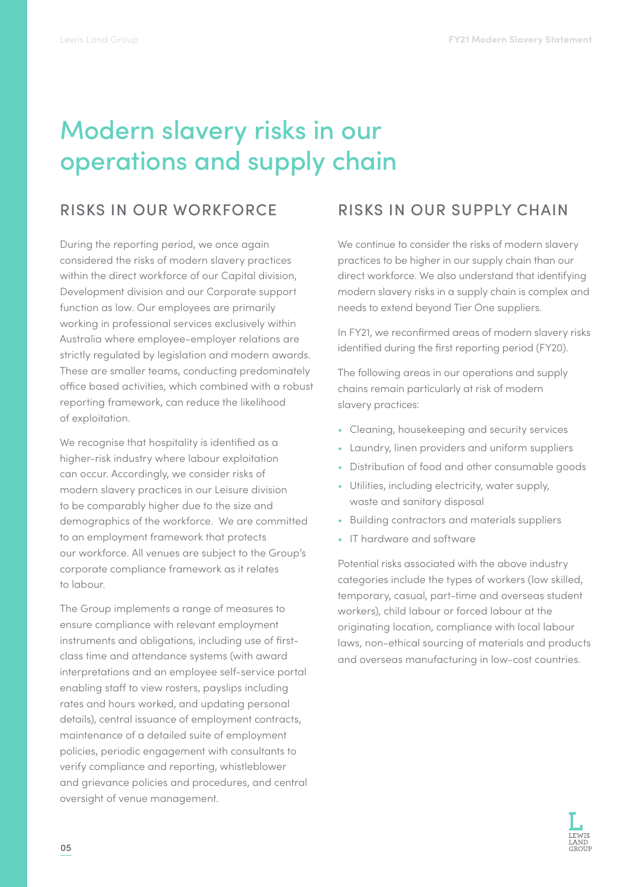# Modern slavery risks in our operations and supply chain

## RISKS IN OUR WORKFORCE

During the reporting period, we once again considered the risks of modern slavery practices within the direct workforce of our Capital division, Development division and our Corporate support function as low. Our employees are primarily working in professional services exclusively within Australia where employee-employer relations are strictly regulated by legislation and modern awards. These are smaller teams, conducting predominately office based activities, which combined with a robust reporting framework, can reduce the likelihood of exploitation.

We recognise that hospitality is identified as a higher-risk industry where labour exploitation can occur. Accordingly, we consider risks of modern slavery practices in our Leisure division to be comparably higher due to the size and demographics of the workforce. We are committed to an employment framework that protects our workforce. All venues are subject to the Group's corporate compliance framework as it relates to labour.

The Group implements a range of measures to ensure compliance with relevant employment instruments and obligations, including use of first-class time and attendance systems (with award interpretations and an employee self-service portal enabling staff to view rosters, payslips including rates and hours worked, and updating personal details), central issuance of employment contracts, maintenance of a detailed suite of employment policies, periodic engagement with consultants to verify compliance and reporting, whistleblower and grievance policies and procedures, and central oversight of venue management.

## RISKS IN OUR SUPPLY CHAIN

We continue to consider the risks of modern slavery practices to be higher in our supply chain than our direct workforce. We also understand that identifying modern slavery risks in a supply chain is complex and needs to extend beyond Tier One suppliers.

In FY21, we reconfirmed areas of modern slavery risks identified during the first reporting period (FY20).

The following areas in our operations and supply chains remain particularly at risk of modern slavery practices:

- Cleaning, housekeeping and security services
- Laundry, linen providers and uniform suppliers
- Distribution of food and other consumable goods
- Utilities, including electricity, water supply, waste and sanitary disposal
- Building contractors and materials suppliers
- IT hardware and software

Potential risks associated with the above industry categories include the types of workers (low skilled, temporary, casual, part-time and overseas student workers), child labour or forced labour at the originating location, compliance with local labour laws, non-ethical sourcing of materials and products and overseas manufacturing in low-cost countries.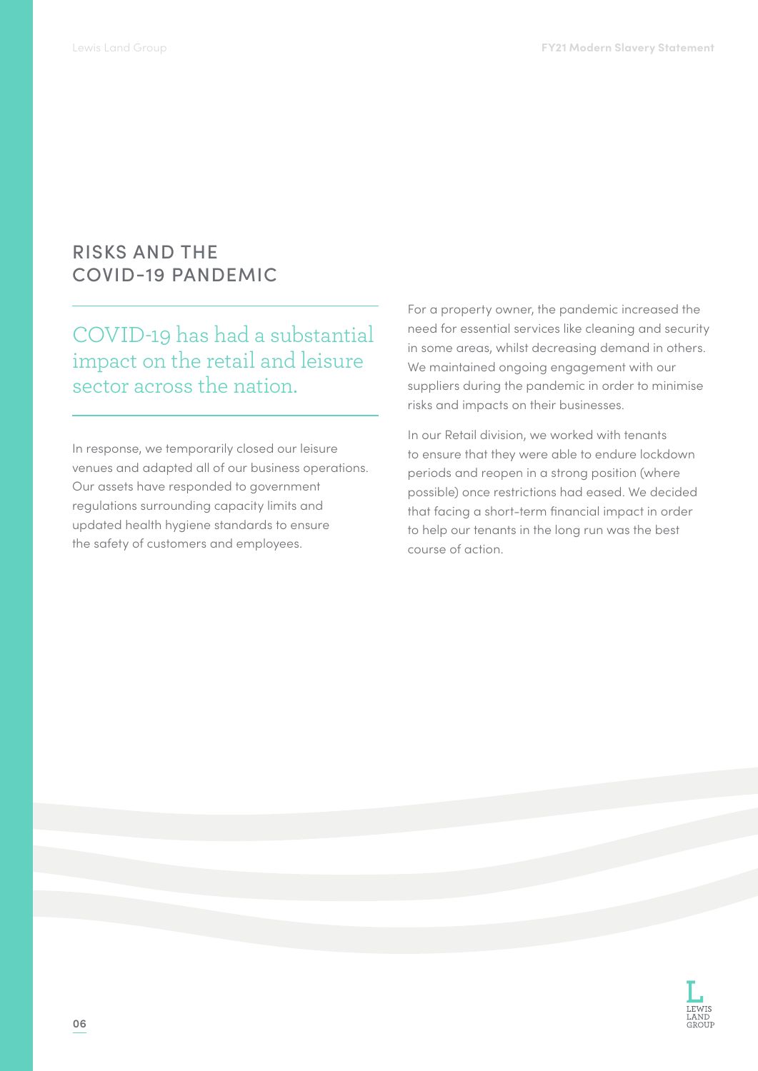## RISKS AND THE COVID-19 PANDEMIC

### COVID-19 has had a substantial impact on the retail and leisure sector across the nation.

In response, we temporarily closed our leisure venues and adapted all of our business operations. Our assets have responded to government regulations surrounding capacity limits and updated health hygiene standards to ensure the safety of customers and employees.

For a property owner, the pandemic increased the need for essential services like cleaning and security in some areas, whilst decreasing demand in others. We maintained ongoing engagement with our suppliers during the pandemic in order to minimise risks and impacts on their businesses.

In our Retail division, we worked with tenants to ensure that they were able to endure lockdown periods and reopen in a strong position (where possible) once restrictions had eased. We decided that facing a short-term financial impact in order to help our tenants in the long run was the best course of action.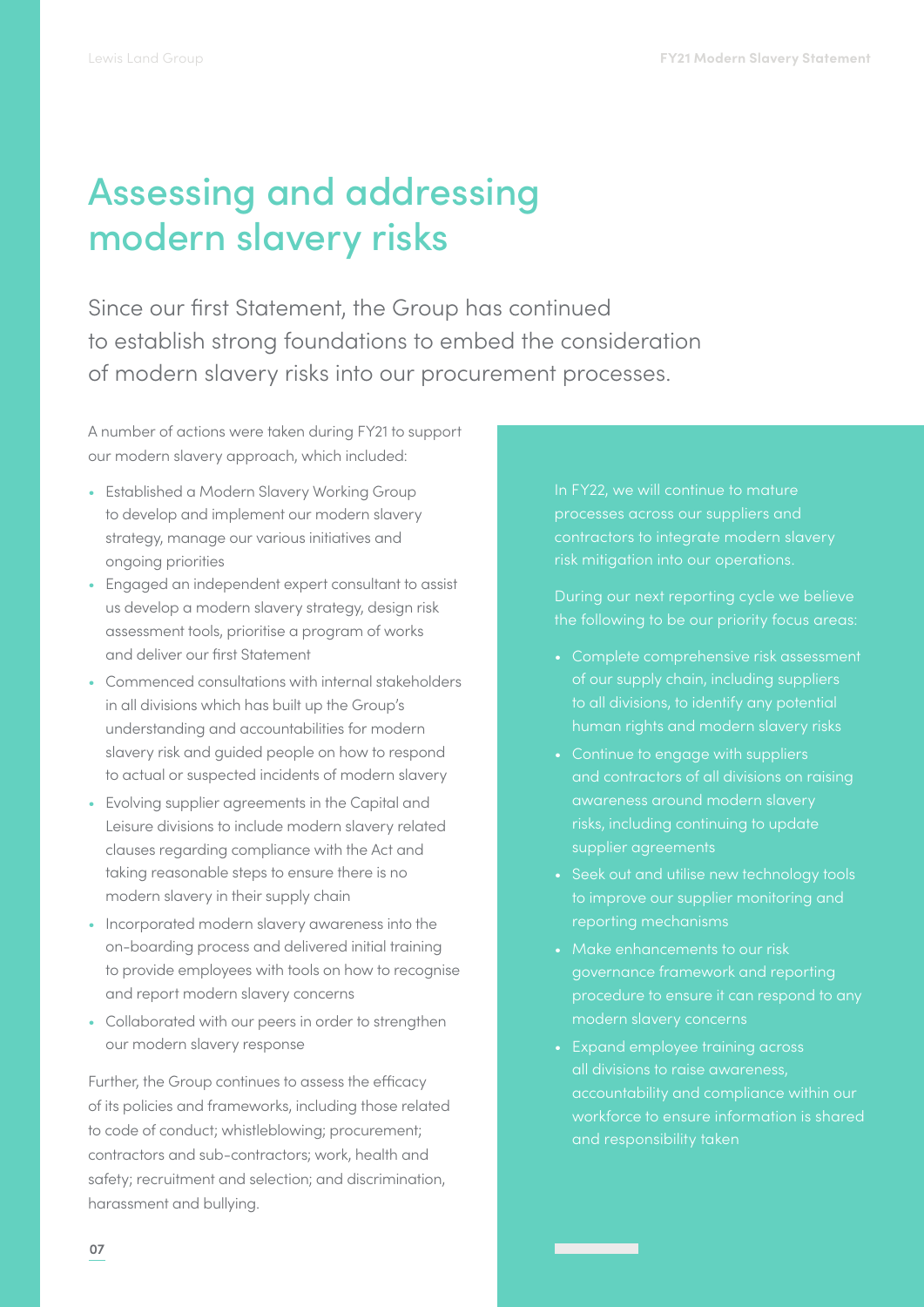# Assessing and addressing modern slavery risks

Since our first Statement, the Group has continued to establish strong foundations to embed the consideration of modern slavery risks into our procurement processes.

A number of actions were taken during FY21 to support our modern slavery approach, which included:

- Established a Modern Slavery Working Group to develop and implement our modern slavery strategy, manage our various initiatives and ongoing priorities
- Engaged an independent expert consultant to assist us develop a modern slavery strategy, design risk assessment tools, prioritise a program of works and deliver our first Statement
- Commenced consultations with internal stakeholders in all divisions which has built up the Group's understanding and accountabilities for modern slavery risk and guided people on how to respond to actual or suspected incidents of modern slavery
- Evolving supplier agreements in the Capital and Leisure divisions to include modern slavery related clauses regarding compliance with the Act and taking reasonable steps to ensure there is no modern slavery in their supply chain
- Incorporated modern slavery awareness into the on-boarding process and delivered initial training to provide employees with tools on how to recognise and report modern slavery concerns
- Collaborated with our peers in order to strengthen our modern slavery response

Further, the Group continues to assess the efficacy of its policies and frameworks, including those related to code of conduct; whistleblowing; procurement; contractors and sub-contractors; work, health and safety; recruitment and selection; and discrimination, harassment and bullying.

In FY22, we will continue to mature processes across our suppliers and contractors to integrate modern slavery risk mitigation into our operations.

During our next reporting cycle we believe the following to be our priority focus areas:

- Complete comprehensive risk assessment of our supply chain, including suppliers to all divisions, to identify any potential human rights and modern slavery risks
- Continue to engage with suppliers and contractors of all divisions on raising awareness around modern slavery risks, including continuing to update supplier agreements
- Seek out and utilise new technology tools to improve our supplier monitoring and reporting mechanisms
- Make enhancements to our risk governance framework and reporting procedure to ensure it can respond to any modern slavery concerns
- Expand employee training across all divisions to raise awareness, accountability and compliance within our workforce to ensure information is shared and responsibility taken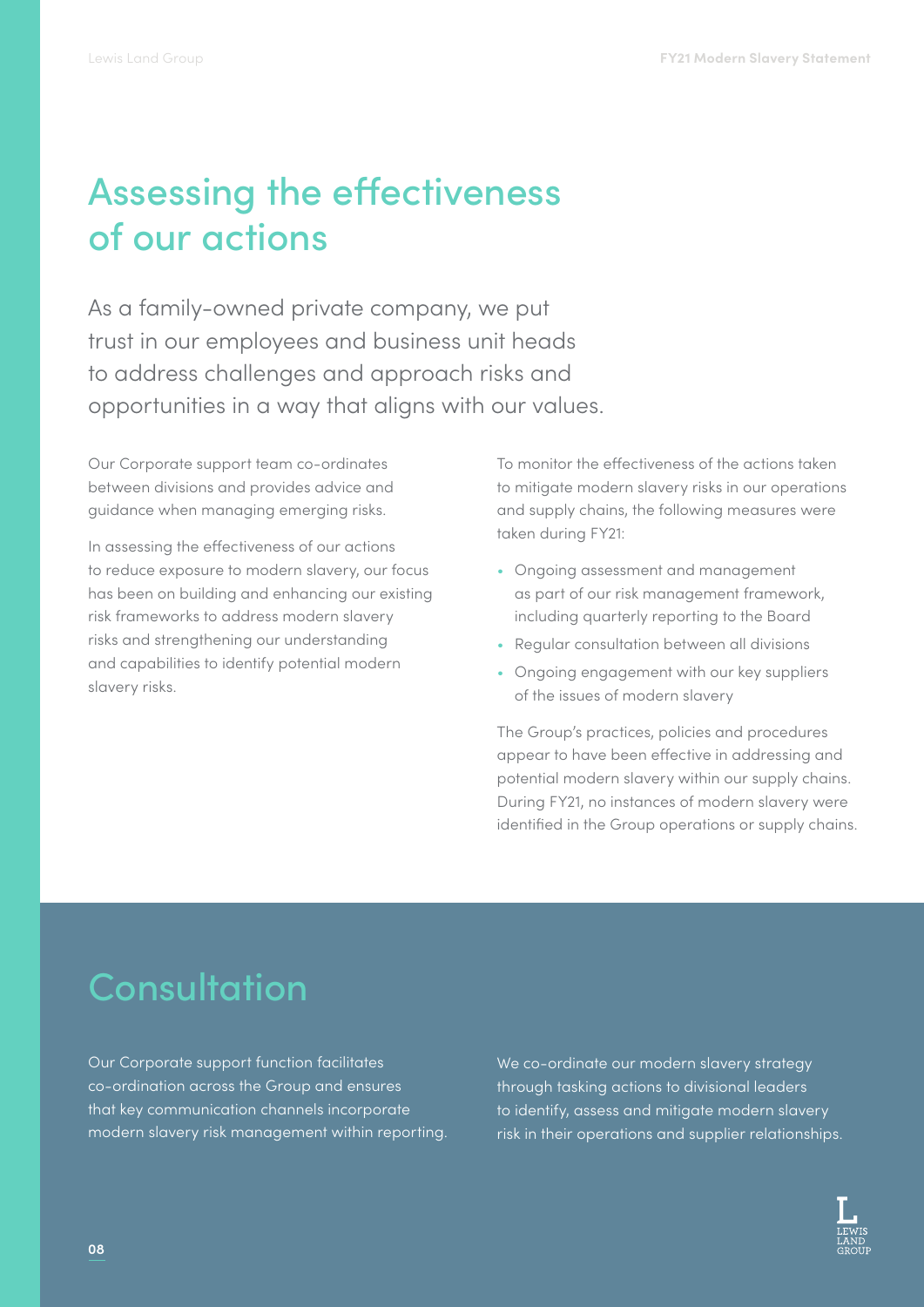# Assessing the effectiveness of our actions

As a family-owned private company, we put trust in our employees and business unit heads to address challenges and approach risks and opportunities in a way that aligns with our values.

Our Corporate support team co-ordinates between divisions and provides advice and guidance when managing emerging risks.

In assessing the effectiveness of our actions to reduce exposure to modern slavery, our focus has been on building and enhancing our existing risk frameworks to address modern slavery risks and strengthening our understanding and capabilities to identify potential modern slavery risks.

To monitor the effectiveness of the actions taken to mitigate modern slavery risks in our operations and supply chains, the following measures were taken during FY21:

- Ongoing assessment and management as part of our risk management framework, including quarterly reporting to the Board
- Regular consultation between all divisions
- Ongoing engagement with our key suppliers of the issues of modern slavery

The Group's practices, policies and procedures appear to have been effective in addressing and potential modern slavery within our supply chains. During FY21, no instances of modern slavery were identified in the Group operations or supply chains.

# Consultation

Our Corporate support function facilitates co-ordination across the Group and ensures that key communication channels incorporate modern slavery risk management within reporting.

We co-ordinate our modern slavery strategy through tasking actions to divisional leaders to identify, assess and mitigate modern slavery risk in their operations and supplier relationships.